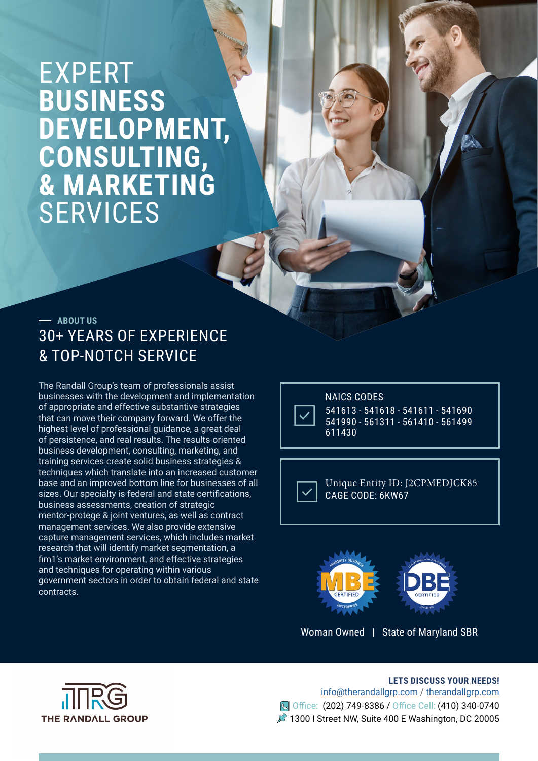# EXPERT **BUSINESS DEVELOPMENT, CONSULTING, & MARKETING** SERVICES

— **ABOUT US**

## 30+ YEARS OF EXPERIENCE & TOP-NOTCH SERVICE

The Randall Group's team of professionals assist businesses with the development and implementation of appropriate and effective substantive strategies that can move their company forward. We offer the highest level of professional guidance, a great deal of persistence, and real results. The results-oriented business development, consulting, marketing, and training services create solid business strategies & techniques which translate into an increased customer base and an improved bottom line for businesses of all sizes. Our specialty is federal and state certifications, business assessments, creation of strategic mentor-protege & joint ventures, as well as contract management services. We also provide extensive capture management services, which includes market research that will identify market segmentation, a fim1's market environment, and effective strategies and techniques for operating within various government sectors in order to obtain federal and state contracts.

**NAICS CODES**
541613 - 541618 - 541611 - 541690
541990 - 561311 - 561410 - 561499
611430

Unique Entity ID: J2CPMEDJCK85
CAGE CODE: 6KW67

MBE CERTIFIED | DBE CERTIFIED

Woman Owned | State of Maryland SBR

THE RANDALL GROUP

**LETS DISCUSS YOUR NEEDS!**
info@therandallgrp.com / therandallgrp.com
Office: (202) 749-8386 / Office Cell: (410) 340-0740
1300 I Street NW, Suite 400 E Washington, DC 20005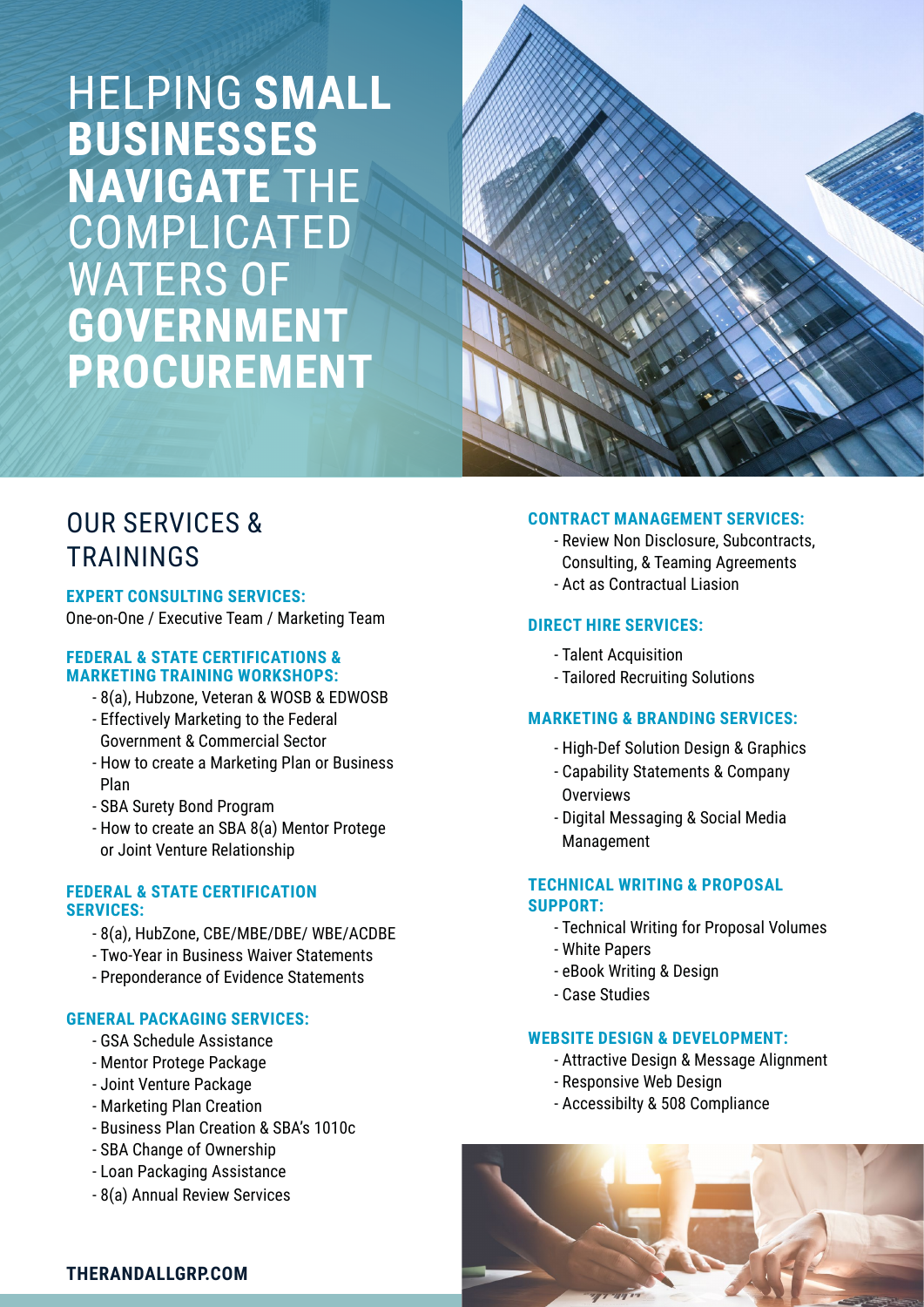# HELPING **SMALL BUSINESSES NAVIGATE** THE COMPLICATED WATERS OF **GOVERNMENT PROCUREMENT**

## OUR SERVICES & TRAININGS

### EXPERT CONSULTING SERVICES:

One-on-One / Executive Team / Marketing Team

### FEDERAL & STATE CERTIFICATIONS & MARKETING TRAINING WORKSHOPS:

- 8(a), Hubzone, Veteran & WOSB & EDWOSB
- Effectively Marketing to the Federal Government & Commercial Sector
- How to create a Marketing Plan or Business Plan
- SBA Surety Bond Program
- How to create an SBA 8(a) Mentor Protege or Joint Venture Relationship

### FEDERAL & STATE CERTIFICATION SERVICES:

- 8(a), HubZone, CBE/MBE/DBE/ WBE/ACDBE
- Two-Year in Business Waiver Statements
- Preponderance of Evidence Statements

### GENERAL PACKAGING SERVICES:

- GSA Schedule Assistance
- Mentor Protege Package
- Joint Venture Package
- Marketing Plan Creation
- Business Plan Creation & SBA's 1010c
- SBA Change of Ownership
- Loan Packaging Assistance
- 8(a) Annual Review Services

### CONTRACT MANAGEMENT SERVICES:

- Review Non Disclosure, Subcontracts, Consulting, & Teaming Agreements
- Act as Contractual Liasion

### DIRECT HIRE SERVICES:

- Talent Acquisition
- Tailored Recruiting Solutions

### MARKETING & BRANDING SERVICES:

- High-Def Solution Design & Graphics
- Capability Statements & Company Overviews
- Digital Messaging & Social Media Management

### TECHNICAL WRITING & PROPOSAL SUPPORT:

- Technical Writing for Proposal Volumes
- White Papers
- eBook Writing & Design
- Case Studies

### WEBSITE DESIGN & DEVELOPMENT:

- Attractive Design & Message Alignment
- Responsive Web Design
- Accessibilty & 508 Compliance

**THERANDALLGRP.COM**